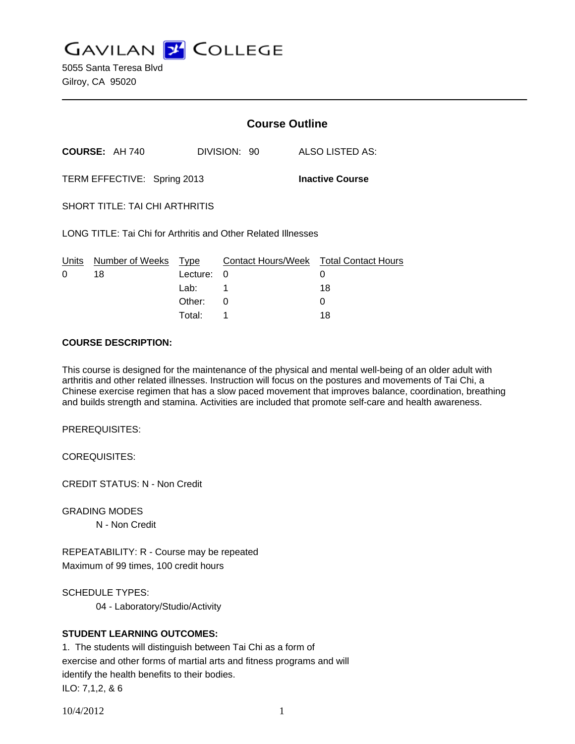# GAVILAN COLLEGE

5055 Santa Teresa Blvd
Gilroy, CA 95020

## Course Outline

**COURSE:** AH 740 DIVISION: 90 ALSO LISTED AS:

TERM EFFECTIVE: Spring 2013 **Inactive Course**

SHORT TITLE: TAI CHI ARTHRITIS

LONG TITLE: Tai Chi for Arthritis and Other Related Illnesses

| Units | Number of Weeks | Type | Contact Hours/Week | Total Contact Hours |
|---|---|---|---|---|
| 0 | 18 | Lecture: | 0 | 0 |
| | | Lab: | 1 | 18 |
| | | Other: | 0 | 0 |
| | | Total: | 1 | 18 |

**COURSE DESCRIPTION:**

This course is designed for the maintenance of the physical and mental well-being of an older adult with arthritis and other related illnesses. Instruction will focus on the postures and movements of Tai Chi, a Chinese exercise regimen that has a slow paced movement that improves balance, coordination, breathing and builds strength and stamina. Activities are included that promote self-care and health awareness.

PREREQUISITES:

COREQUISITES:

CREDIT STATUS: N - Non Credit

GRADING MODES
N - Non Credit

REPEATABILITY: R - Course may be repeated
Maximum of 99 times, 100 credit hours

SCHEDULE TYPES:
04 - Laboratory/Studio/Activity

**STUDENT LEARNING OUTCOMES:**

1. The students will distinguish between Tai Chi as a form of exercise and other forms of martial arts and fitness programs and will identify the health benefits to their bodies.
ILO: 7,1,2, & 6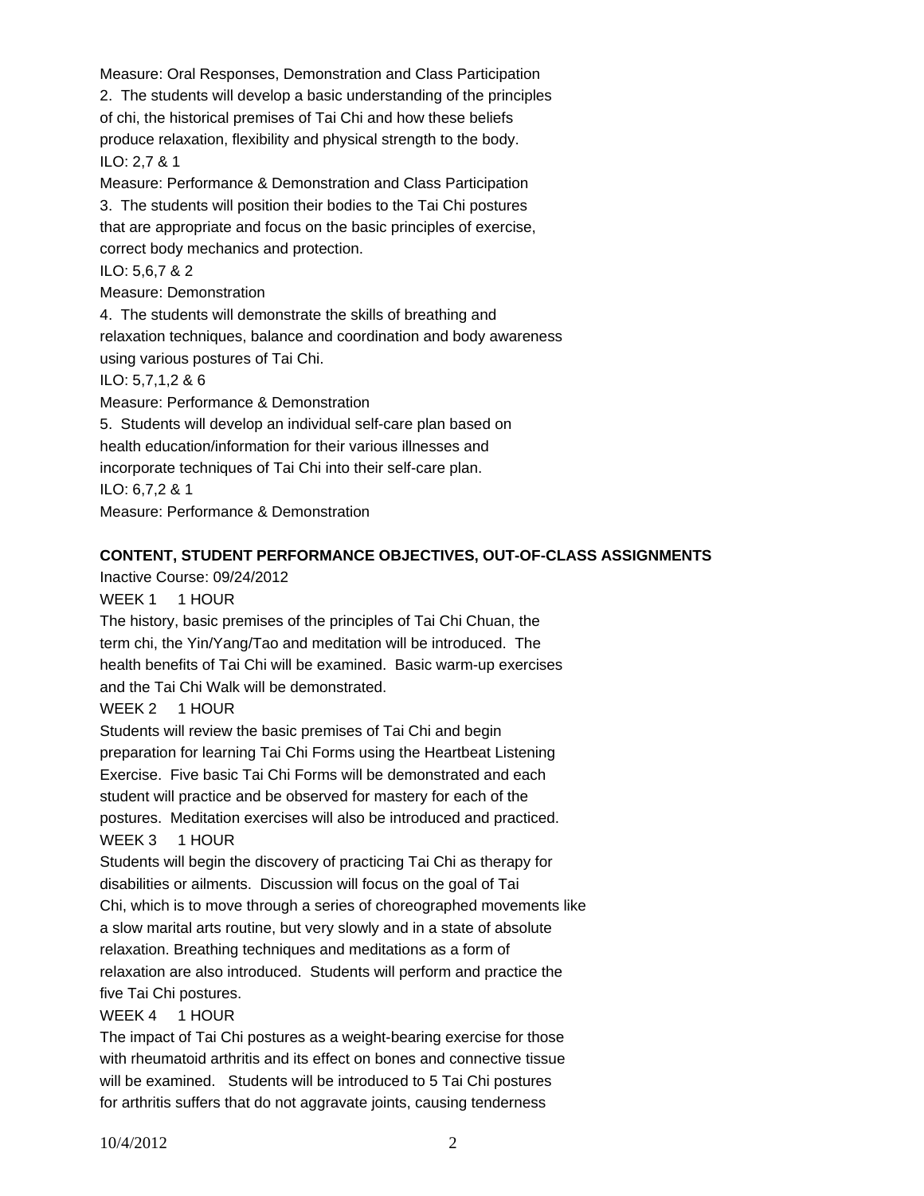Measure: Oral Responses, Demonstration and Class Participation

2. The students will develop a basic understanding of the principles of chi, the historical premises of Tai Chi and how these beliefs produce relaxation, flexibility and physical strength to the body.
ILO: 2,7 & 1
Measure: Performance & Demonstration and Class Participation

3. The students will position their bodies to the Tai Chi postures that are appropriate and focus on the basic principles of exercise, correct body mechanics and protection.
ILO: 5,6,7 & 2
Measure: Demonstration

4. The students will demonstrate the skills of breathing and relaxation techniques, balance and coordination and body awareness using various postures of Tai Chi.
ILO: 5,7,1,2 & 6
Measure: Performance & Demonstration

5. Students will develop an individual self-care plan based on health education/information for their various illnesses and incorporate techniques of Tai Chi into their self-care plan.
ILO: 6,7,2 & 1
Measure: Performance & Demonstration

**CONTENT, STUDENT PERFORMANCE OBJECTIVES, OUT-OF-CLASS ASSIGNMENTS**

Inactive Course: 09/24/2012

WEEK 1 1 HOUR

The history, basic premises of the principles of Tai Chi Chuan, the term chi, the Yin/Yang/Tao and meditation will be introduced. The health benefits of Tai Chi will be examined. Basic warm-up exercises and the Tai Chi Walk will be demonstrated.

WEEK 2 1 HOUR

Students will review the basic premises of Tai Chi and begin preparation for learning Tai Chi Forms using the Heartbeat Listening Exercise. Five basic Tai Chi Forms will be demonstrated and each student will practice and be observed for mastery for each of the postures. Meditation exercises will also be introduced and practiced.

WEEK 3 1 HOUR

Students will begin the discovery of practicing Tai Chi as therapy for disabilities or ailments. Discussion will focus on the goal of Tai Chi, which is to move through a series of choreographed movements like a slow marital arts routine, but very slowly and in a state of absolute relaxation. Breathing techniques and meditations as a form of relaxation are also introduced. Students will perform and practice the five Tai Chi postures.

WEEK 4 1 HOUR

The impact of Tai Chi postures as a weight-bearing exercise for those with rheumatoid arthritis and its effect on bones and connective tissue will be examined. Students will be introduced to 5 Tai Chi postures for arthritis suffers that do not aggravate joints, causing tenderness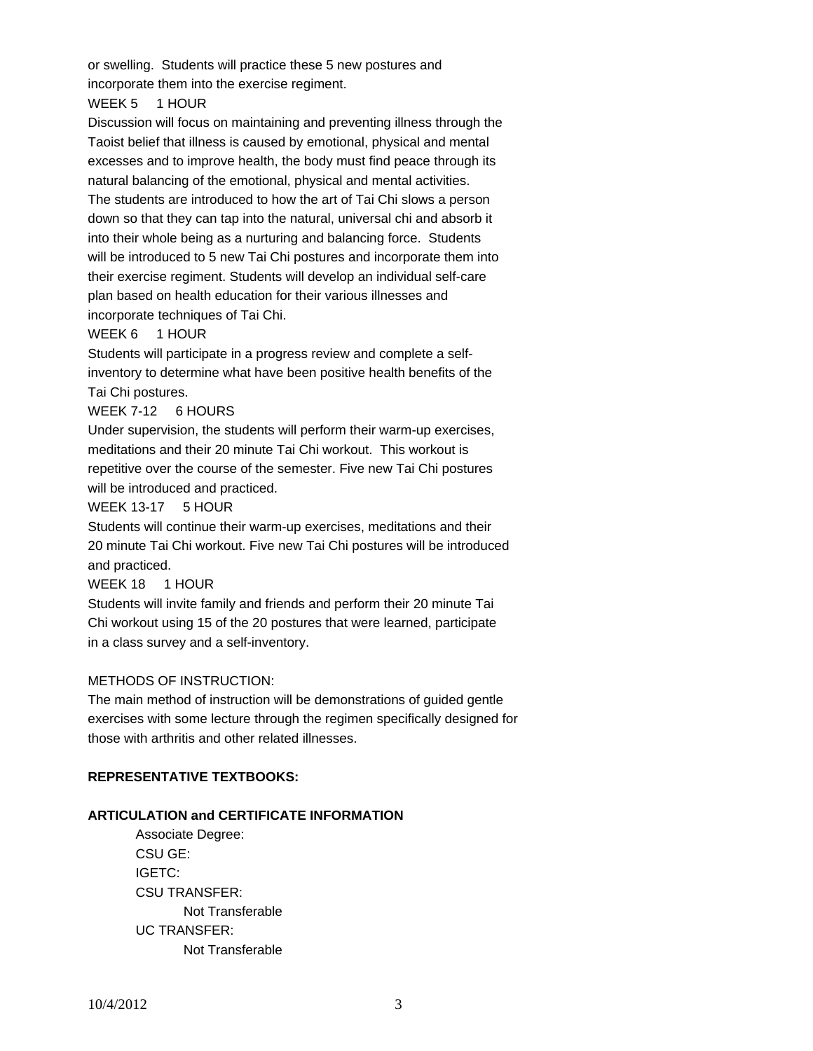or swelling. Students will practice these 5 new postures and incorporate them into the exercise regiment.

WEEK 5 1 HOUR

Discussion will focus on maintaining and preventing illness through the Taoist belief that illness is caused by emotional, physical and mental excesses and to improve health, the body must find peace through its natural balancing of the emotional, physical and mental activities. The students are introduced to how the art of Tai Chi slows a person down so that they can tap into the natural, universal chi and absorb it into their whole being as a nurturing and balancing force. Students will be introduced to 5 new Tai Chi postures and incorporate them into their exercise regiment. Students will develop an individual self-care plan based on health education for their various illnesses and incorporate techniques of Tai Chi.

WEEK 6 1 HOUR

Students will participate in a progress review and complete a self-inventory to determine what have been positive health benefits of the Tai Chi postures.

WEEK 7-12 6 HOURS

Under supervision, the students will perform their warm-up exercises, meditations and their 20 minute Tai Chi workout. This workout is repetitive over the course of the semester. Five new Tai Chi postures will be introduced and practiced.

WEEK 13-17 5 HOUR

Students will continue their warm-up exercises, meditations and their 20 minute Tai Chi workout. Five new Tai Chi postures will be introduced and practiced.

WEEK 18 1 HOUR

Students will invite family and friends and perform their 20 minute Tai Chi workout using 15 of the 20 postures that were learned, participate in a class survey and a self-inventory.

METHODS OF INSTRUCTION:

The main method of instruction will be demonstrations of guided gentle exercises with some lecture through the regimen specifically designed for those with arthritis and other related illnesses.

**REPRESENTATIVE TEXTBOOKS:**

**ARTICULATION and CERTIFICATE INFORMATION**

Associate Degree:
CSU GE:
IGETC:
CSU TRANSFER:
  Not Transferable
UC TRANSFER:
  Not Transferable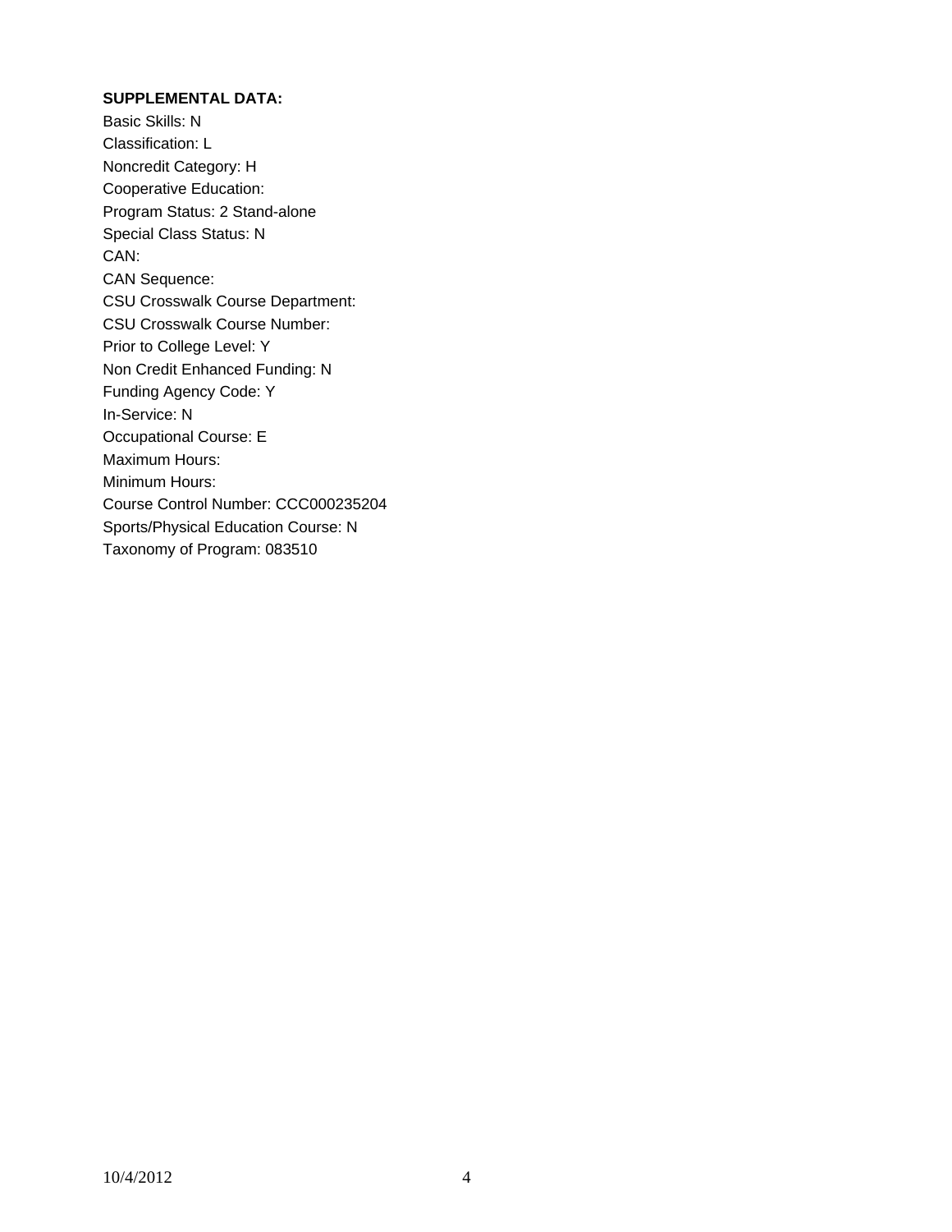**SUPPLEMENTAL DATA:**

Basic Skills: N
Classification: L
Noncredit Category: H
Cooperative Education:
Program Status: 2 Stand-alone
Special Class Status: N
CAN:
CAN Sequence:
CSU Crosswalk Course Department:
CSU Crosswalk Course Number:
Prior to College Level: Y
Non Credit Enhanced Funding: N
Funding Agency Code: Y
In-Service: N
Occupational Course: E
Maximum Hours:
Minimum Hours:
Course Control Number: CCC000235204
Sports/Physical Education Course: N
Taxonomy of Program: 083510